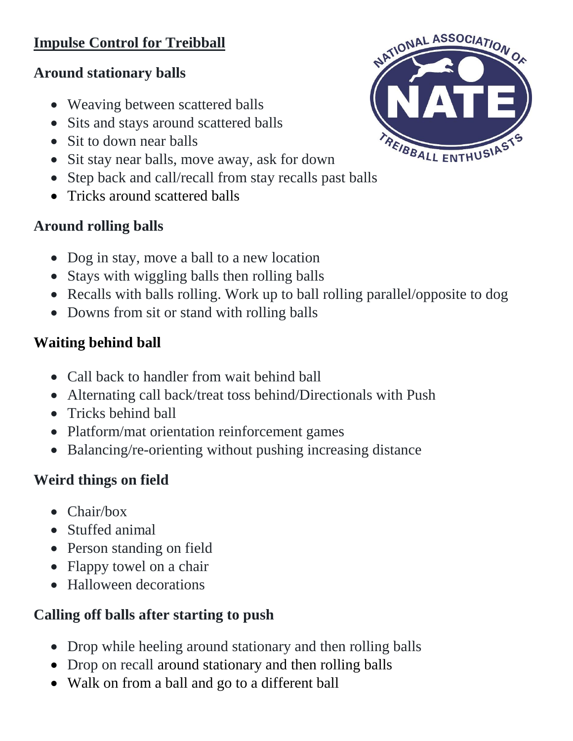# Impulse Control for Treibball

## Around stationary balls

- Weaving between scattered balls
- Sits and stays around scattered balls
- Sit to down near balls
- Sit stay near balls, move away, ask for down
- Step back and call/recall from stay recalls past balls
- Tricks around scattered balls

## Around rolling balls

- Dog in stay, move a ball to a new location
- Stays with wiggling balls then rolling balls
- Recalls with balls rolling. Work up to ball rolling parallel/opposite to dog
- Downs from sit or stand with rolling balls

## Waiting behind ball

- Call back to handler from wait behind ball
- Alternating call back/treat toss behind/Directionals with Push
- Tricks behind ball
- Platform/mat orientation reinforcement games
- Balancing/re-orienting without pushing increasing distance

## Weird things on field

- Chair/box
- Stuffed animal
- Person standing on field
- Flappy towel on a chair
- Halloween decorations

## Calling off balls after starting to push

- Drop while heeling around stationary and then rolling balls
- Drop on recall around stationary and then rolling balls
- Walk on from a ball and go to a different ball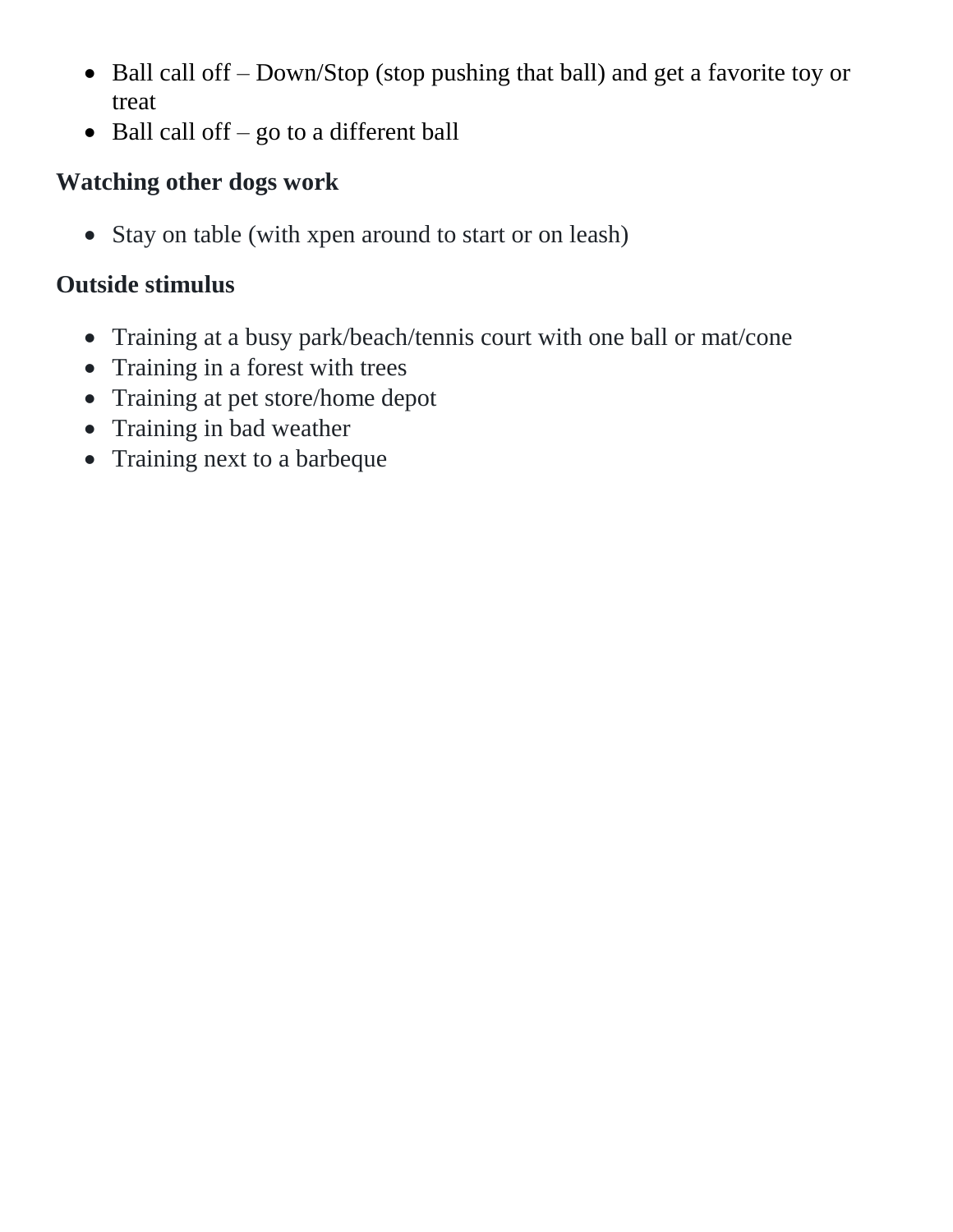- Ball call off – Down/Stop (stop pushing that ball) and get a favorite toy or treat
- Ball call off – go to a different ball

### Watching other dogs work

- Stay on table (with xpen around to start or on leash)

### Outside stimulus

- Training at a busy park/beach/tennis court with one ball or mat/cone
- Training in a forest with trees
- Training at pet store/home depot
- Training in bad weather
- Training next to a barbeque